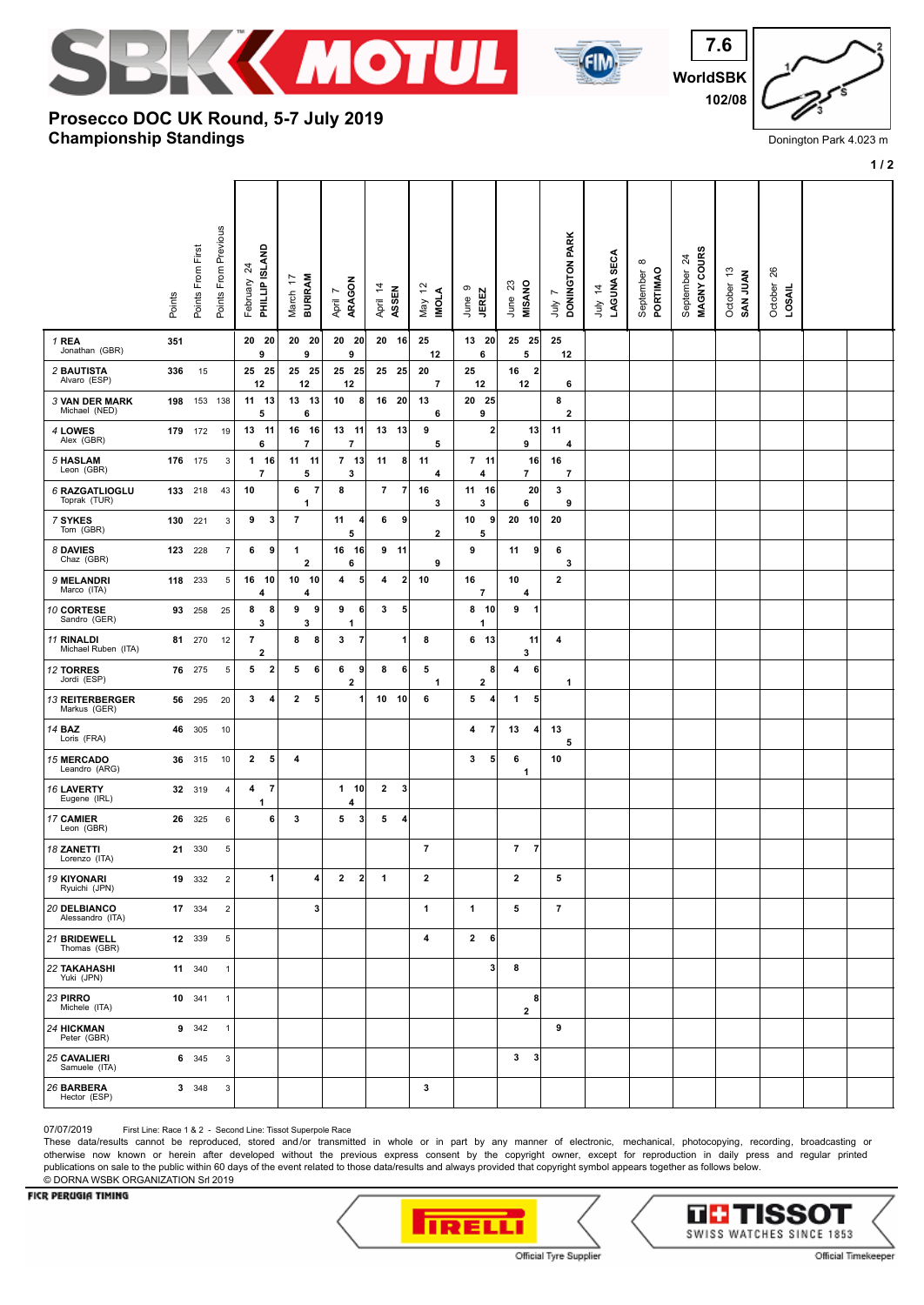# Prosecco DOC UK Round, 5-7 July 2019

## Championship Standings

7.6 WorldSBK 102/08

Donington Park 4.023 m

| Rider | Points | Points From First | Points From Previous | February 24 PHILLIP ISLAND | March 17 BURIRAM | April 7 ARAGON | April 14 ASSEN | May 12 IMOLA | June 9 JEREZ | June 23 MISANO | July 7 DONINGTON PARK | July 14 LAGUNA SECA | September 8 PORTIMAO | September 24 MAGNY COURS | October 13 SAN JUAN | October 26 LOSAIL |
|---|---|---|---|---|---|---|---|---|---|---|---|---|---|---|---|---|
| 1 REA Jonathan (GBR) | 351 | | | 20 20 / 9 | 20 20 / 9 | 20 20 / 9 | 20 16 | 25 / 12 | 13 20 / 6 | 25 25 / 5 | 25 / 12 | | | | | |
| 2 BAUTISTA Alvaro (ESP) | 336 | 15 | | 25 25 / 12 | 25 25 / 12 | 25 25 / 12 | 25 25 | 20 / 7 | 25 / 12 | 16 2 / 12 | - - / 6 | | | | | |
| 3 VAN DER MARK Michael (NED) | 198 | 153 | 138 | 11 13 / 5 | 13 13 / 6 | 10 8 | 16 20 | 13 / 6 | 20 25 / 9 | | 8 / 2 | | | | | |
| 4 LOWES Alex (GBR) | 179 | 172 | 19 | 13 11 / 6 | 16 16 / 7 | 13 11 / 7 | 13 13 | 9 / 5 | - 2 | - 13 / 9 | 11 / 4 | | | | | |
| 5 HASLAM Leon (GBR) | 176 | 175 | 3 | 1 16 / 7 | 11 11 / 5 | 7 13 / 3 | 11 8 | 11 / 4 | 7 11 / 4 | - 16 / 7 | 16 / 7 | | | | | |
| 6 RAZGATLIOGLU Toprak (TUR) | 133 | 218 | 43 | 10 | 6 7 / 1 | 8 | 7 7 | 16 / 3 | 11 16 / 3 | - 20 / 6 | 3 / 9 | | | | | |
| 7 SYKES Tom (GBR) | 130 | 221 | 3 | 9 3 | 7 | 11 4 / 5 | 6 9 | - / 2 | 10 9 / 5 | 20 10 | 20 | | | | | |
| 8 DAVIES Chaz (GBR) | 123 | 228 | 7 | 6 9 | 1 / 2 | 16 16 / 6 | 9 11 | - / 9 | 9 | 11 9 | 6 / 3 | | | | | |
| 9 MELANDRI Marco (ITA) | 118 | 233 | 5 | 16 10 / 4 | 10 10 / 4 | 4 5 | 4 2 | 10 | 16 / 7 | 10 / 4 | 2 | | | | | |
| 10 CORTESE Sandro (GER) | 93 | 258 | 25 | 8 8 / 3 | 9 9 / 3 | 9 6 / 1 | 3 5 | | 8 10 / 1 | 9 1 | | | | | | |
| 11 RINALDI Michael Ruben (ITA) | 81 | 270 | 12 | 7 / 2 | 8 8 | 3 7 | - 1 | 8 | 6 13 | - 11 / 3 | 4 | | | | | |
| 12 TORRES Jordi (ESP) | 76 | 275 | 5 | 5 2 | 5 6 | 6 9 / 2 | 8 6 | 5 / 1 | - 8 / 2 | 4 6 | - / 1 | | | | | |
| 13 REITERBERGER Markus (GER) | 56 | 295 | 20 | 3 4 | 2 5 | - 1 | 10 10 | 6 | 5 4 | 1 5 | | | | | | |
| 14 BAZ Loris (FRA) | 46 | 305 | 10 | | | | | | 4 7 | 13 4 | 13 / 5 | | | | | |
| 15 MERCADO Leandro (ARG) | 36 | 315 | 10 | 2 5 | 4 | | | | 3 5 | 6 / 1 | 10 | | | | | |
| 16 LAVERTY Eugene (IRL) | 32 | 319 | 4 | 4 7 / 1 | | 1 10 / 4 | 2 3 | | | | | | | | | |
| 17 CAMIER Leon (GBR) | 26 | 325 | 6 | - 6 | 3 | 5 3 | 5 4 | | | | | | | | | |
| 18 ZANETTI Lorenzo (ITA) | 21 | 330 | 5 | | | | | 7 | | 7 7 | | | | | | |
| 19 KIYONARI Ryuichi (JPN) | 19 | 332 | 2 | - 1 | - 4 | 2 2 | 1 | 2 | | 2 | 5 | | | | | |
| 20 DELBIANCO Alessandro (ITA) | 17 | 334 | 2 | | - 3 | | | 1 | 1 | 5 | 7 | | | | | |
| 21 BRIDEWELL Thomas (GBR) | 12 | 339 | 5 | | | | | 4 | 2 6 | | | | | | | |
| 22 TAKAHASHI Yuki (JPN) | 11 | 340 | 1 | | | | | | - 3 | 8 | | | | | | |
| 23 PIRRO Michele (ITA) | 10 | 341 | 1 | | | | | | | - 8 / 2 | | | | | | |
| 24 HICKMAN Peter (GBR) | 9 | 342 | 1 | | | | | | | | 9 | | | | | |
| 25 CAVALIERI Samuele (ITA) | 6 | 345 | 3 | | | | | | | 3 3 | | | | | | |
| 26 BARBERA Hector (ESP) | 3 | 348 | 3 | | | | | 3 | | | | | | | | |

07/07/2019 First Line: Race 1 & 2 - Second Line: Tissot Superpole Race

These data/results cannot be reproduced, stored and/or transmitted in whole or in part by any manner of electronic, mechanical, photocopying, recording, broadcasting or otherwise now known or herein after developed without the previous express consent by the copyright owner, except for reproduction in daily press and regular printed publications on sale to the public within 60 days of the event related to those data/results and always provided that copyright symbol appears together as follows below.
© DORNA WSBK ORGANIZATION Srl 2019

FICR PERUGIA TIMING

Official Tyre Supplier — Official Timekeeper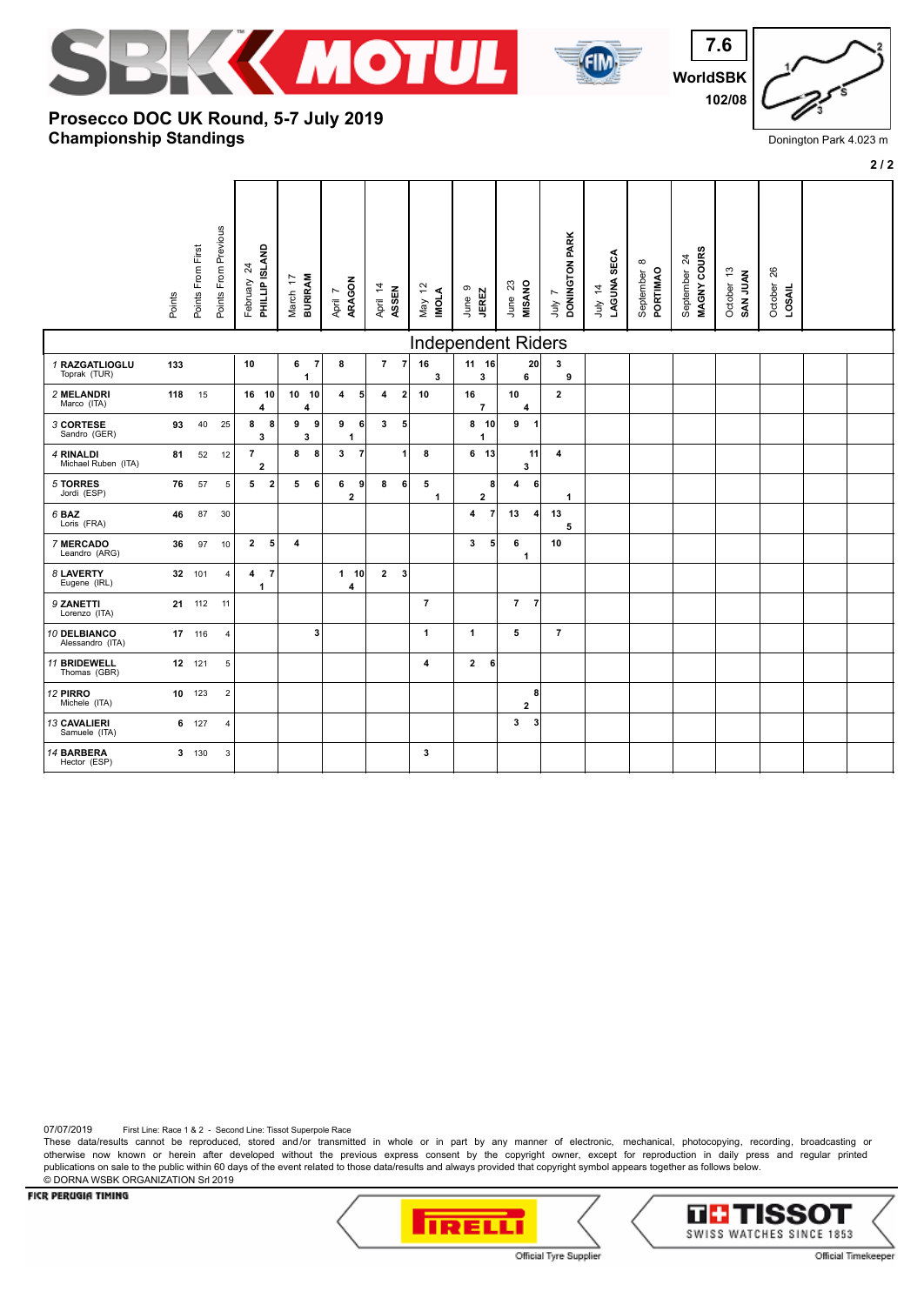# Prosecco DOC UK Round, 5-7 July 2019

## Championship Standings

7.6 WorldSBK 102/08

Donington Park 4.023 m

| | Points | Points From First | Points From Previous | February 24 PHILLIP ISLAND | March 17 BURIRAM | April 7 ARAGON | April 14 ASSEN | May 12 IMOLA | June 9 JEREZ | June 23 MISANO | July 7 DONINGTON PARK | July 14 LAGUNA SECA | September 8 PORTIMAO | September 24 MAGNY COURS | October 13 SAN JUAN | October 26 LOSAIL |
|---|---|---|---|---|---|---|---|---|---|---|---|---|---|---|---|---|
| **Independent Riders** | | | | | | | | | | | | | | | | |
| 1 **RAZGATLIOGLU** Toprak (TUR) | **133** | | | 10 | 6 7 / 1 | 8 | 7 7 | 16 / 3 | 11 16 / 3 | 20 / 6 | 3 / 9 | | | | | |
| 2 **MELANDRI** Marco (ITA) | **118** | 15 | | 16 10 / 4 | 10 10 / 4 | 4 5 | 4 2 | 10 | 16 / 7 | 10 / 4 | 2 | | | | | |
| 3 **CORTESE** Sandro (GER) | **93** | 40 | 25 | 8 8 / 3 | 9 9 / 3 | 9 6 / 1 | 3 5 | | 8 10 / 1 | 9 1 | | | | | | |
| 4 **RINALDI** Michael Ruben (ITA) | **81** | 52 | 12 | 7 / 2 | 8 8 | 3 7 | 1 | 8 | 6 13 | 11 / 3 | 4 | | | | | |
| 5 **TORRES** Jordi (ESP) | **76** | 57 | 5 | 5 2 | 5 6 | 6 9 / 2 | 8 6 | 5 / 1 | 8 / 2 | 4 6 | 1 | | | | | |
| 6 **BAZ** Loris (FRA) | **46** | 87 | 30 | | | | | | 4 7 | 13 4 | 13 / 5 | | | | | |
| 7 **MERCADO** Leandro (ARG) | **36** | 97 | 10 | 2 5 | 4 | | | | 3 5 | 6 / 1 | 10 | | | | | |
| 8 **LAVERTY** Eugene (IRL) | **32** | 101 | 4 | 4 7 / 1 | | 1 10 / 4 | 2 3 | | | | | | | | | |
| 9 **ZANETTI** Lorenzo (ITA) | **21** | 112 | 11 | | | | | 7 | | 7 7 | | | | | | |
| 10 **DELBIANCO** Alessandro (ITA) | **17** | 116 | 4 | | 3 | | | 1 | 1 | 5 | 7 | | | | | |
| 11 **BRIDEWELL** Thomas (GBR) | **12** | 121 | 5 | | | | | 4 | 2 6 | | | | | | | |
| 12 **PIRRO** Michele (ITA) | **10** | 123 | 2 | | | | | | | 8 / 2 | | | | | | |
| 13 **CAVALIERI** Samuele (ITA) | **6** | 127 | 4 | | | | | | | 3 3 | | | | | | |
| 14 **BARBERA** Hector (ESP) | **3** | 130 | 3 | | | | | 3 | | | | | | | | |

07/07/2019 First Line: Race 1 & 2 - Second Line: Tissot Superpole Race

These data/results cannot be reproduced, stored and/or transmitted in whole or in part by any manner of electronic, mechanical, photocopying, recording, broadcasting or otherwise now known or herein after developed without the previous express consent by the copyright owner, except for reproduction in daily press and regular printed publications on sale to the public within 60 days of the event related to those data/results and always provided that copyright symbol appears together as follows below.

© DORNA WSBK ORGANIZATION Srl 2019

FICR PERUGIA TIMING

Official Tyre Supplier

Official Timekeeper